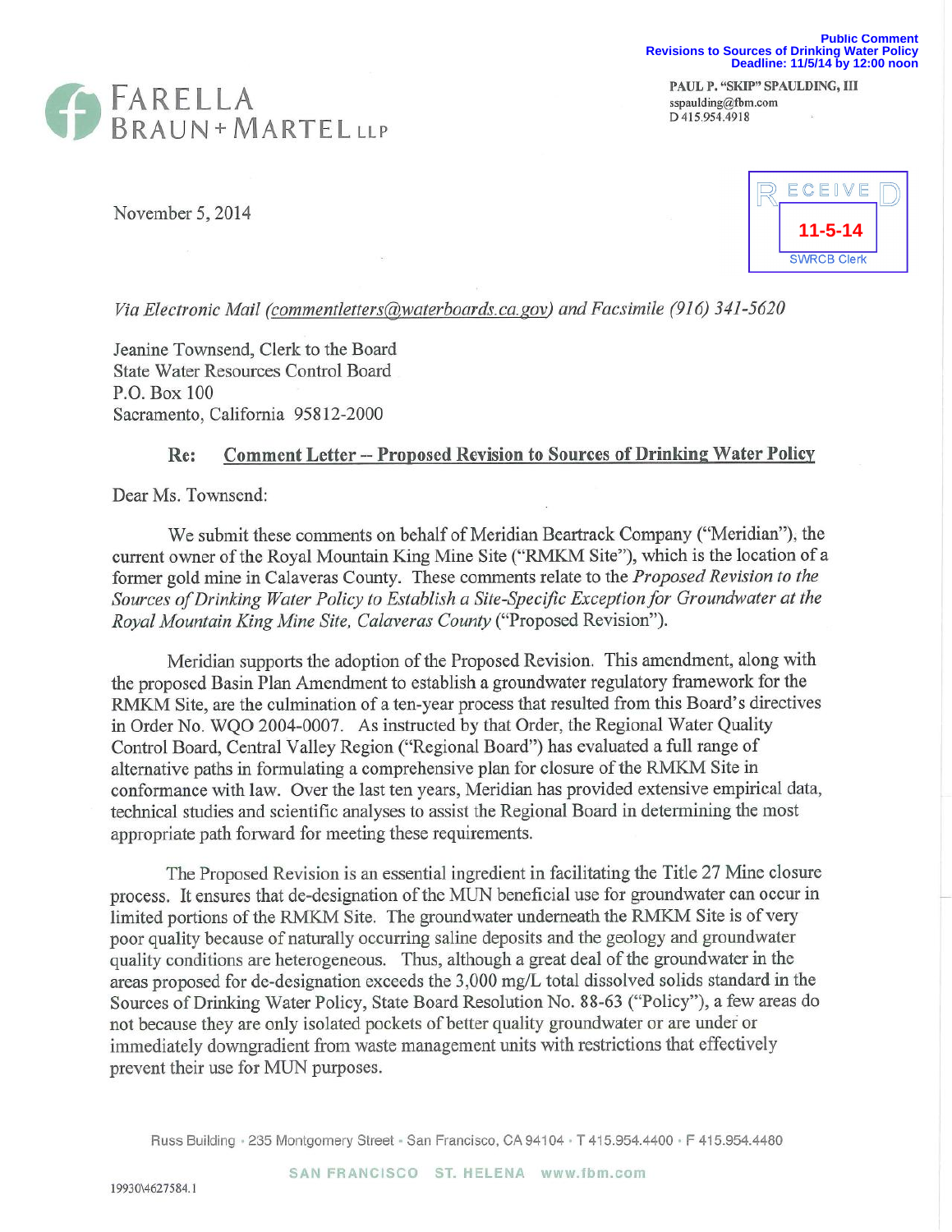Public Comment
Revisions to Sources of Drinking Water Policy
Deadline: 11/5/14 by 12:00 noon

FARELLA BRAUN + MARTEL LLP

PAUL P. "SKIP" SPAULDING, III
sspaulding@fbm.com
D 415.954.4918

RECEIVED
11-5-14
SWRCB Clerk

November 5, 2014

*Via Electronic Mail (commentletters@waterboards.ca.gov) and Facsimile (916) 341-5620*

Jeanine Townsend, Clerk to the Board
State Water Resources Control Board
P.O. Box 100
Sacramento, California 95812-2000

**Re: Comment Letter -- Proposed Revision to Sources of Drinking Water Policy**

Dear Ms. Townsend:

We submit these comments on behalf of Meridian Beartrack Company ("Meridian"), the current owner of the Royal Mountain King Mine Site ("RMKM Site"), which is the location of a former gold mine in Calaveras County. These comments relate to the *Proposed Revision to the Sources of Drinking Water Policy to Establish a Site-Specific Exception for Groundwater at the Royal Mountain King Mine Site, Calaveras County* ("Proposed Revision").

Meridian supports the adoption of the Proposed Revision. This amendment, along with the proposed Basin Plan Amendment to establish a groundwater regulatory framework for the RMKM Site, are the culmination of a ten-year process that resulted from this Board's directives in Order No. WQO 2004-0007. As instructed by that Order, the Regional Water Quality Control Board, Central Valley Region ("Regional Board") has evaluated a full range of alternative paths in formulating a comprehensive plan for closure of the RMKM Site in conformance with law. Over the last ten years, Meridian has provided extensive empirical data, technical studies and scientific analyses to assist the Regional Board in determining the most appropriate path forward for meeting these requirements.

The Proposed Revision is an essential ingredient in facilitating the Title 27 Mine closure process. It ensures that de-designation of the MUN beneficial use for groundwater can occur in limited portions of the RMKM Site. The groundwater underneath the RMKM Site is of very poor quality because of naturally occurring saline deposits and the geology and groundwater quality conditions are heterogeneous. Thus, although a great deal of the groundwater in the areas proposed for de-designation exceeds the 3,000 mg/L total dissolved solids standard in the Sources of Drinking Water Policy, State Board Resolution No. 88-63 ("Policy"), a few areas do not because they are only isolated pockets of better quality groundwater or are under or immediately downgradient from waste management units with restrictions that effectively prevent their use for MUN purposes.

Russ Building • 235 Montgomery Street • San Francisco, CA 94104 • T 415.954.4400 • F 415.954.4480

SAN FRANCISCO ST. HELENA www.fbm.com

19930\4627584.1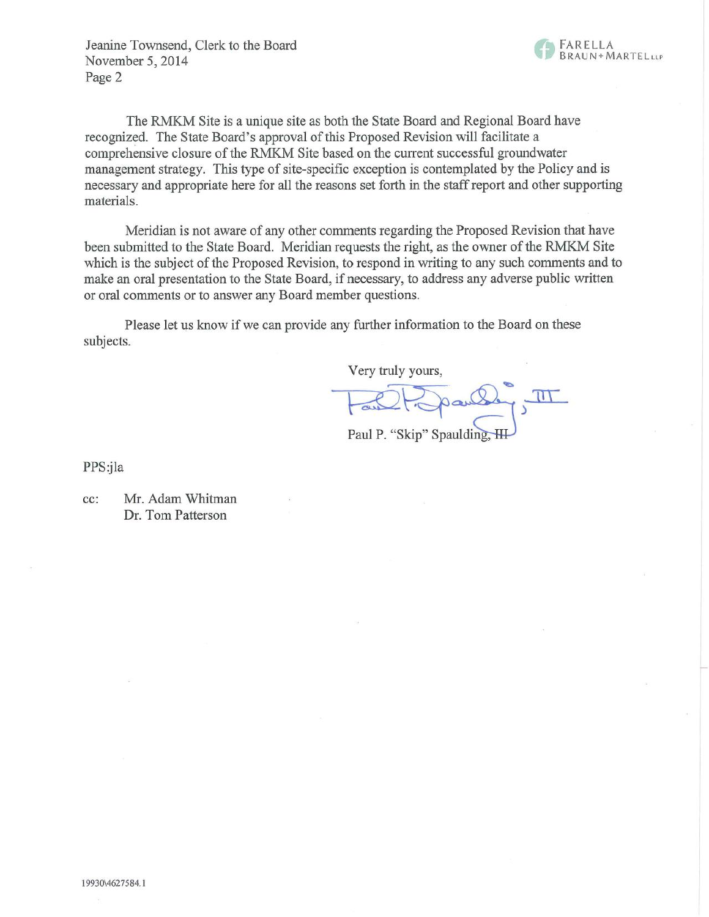The RMKM Site is a unique site as both the State Board and Regional Board have recognized. The State Board's approval of this Proposed Revision will facilitate a comprehensive closure of the RMKM Site based on the current successful groundwater management strategy. This type of site-specific exception is contemplated by the Policy and is necessary and appropriate here for all the reasons set forth in the staff report and other supporting materials.

Meridian is not aware of any other comments regarding the Proposed Revision that have been submitted to the State Board. Meridian requests the right, as the owner of the RMKM Site which is the subject of the Proposed Revision, to respond in writing to any such comments and to make an oral presentation to the State Board, if necessary, to address any adverse public written or oral comments or to answer any Board member questions.

Please let us know if we can provide any further information to the Board on these subjects.

Very truly yours,

Paul P. "Skip" Spaulding, III

PPS:jla

cc: Mr. Adam Whitman
Dr. Tom Patterson

19930\4627584.1